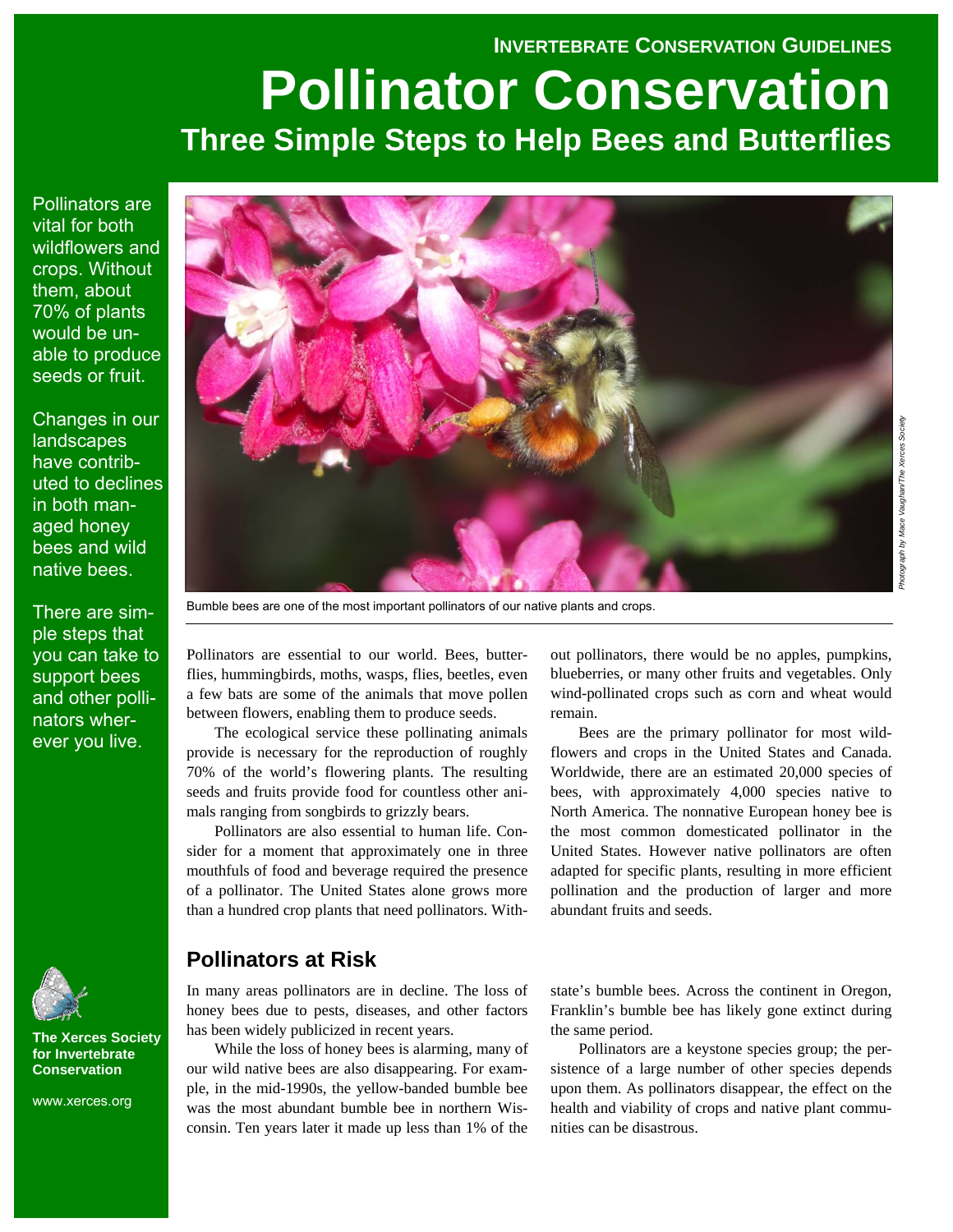INVERTEBRATE CONSERVATION GUIDELINES

# Pollinator Conservation

## Three Simple Steps to Help Bees and Butterflies

Pollinators are vital for both wildflowers and crops. Without them, about 70% of plants would be unable to produce seeds or fruit.

Changes in our landscapes have contributed to declines in both managed honey bees and wild native bees.

There are simple steps that you can take to support bees and other pollinators wherever you live.

Bumble bees are one of the most important pollinators of our native plants and crops.

*Photograph by Mace Vaughan/The Xerces Society*

Pollinators are essential to our world. Bees, butterflies, hummingbirds, moths, wasps, flies, beetles, even a few bats are some of the animals that move pollen between flowers, enabling them to produce seeds.

The ecological service these pollinating animals provide is necessary for the reproduction of roughly 70% of the world's flowering plants. The resulting seeds and fruits provide food for countless other animals ranging from songbirds to grizzly bears.

Pollinators are also essential to human life. Consider for a moment that approximately one in three mouthfuls of food and beverage required the presence of a pollinator. The United States alone grows more than a hundred crop plants that need pollinators. Without pollinators, there would be no apples, pumpkins, blueberries, or many other fruits and vegetables. Only wind-pollinated crops such as corn and wheat would remain.

Bees are the primary pollinator for most wildflowers and crops in the United States and Canada. Worldwide, there are an estimated 20,000 species of bees, with approximately 4,000 species native to North America. The nonnative European honey bee is the most common domesticated pollinator in the United States. However native pollinators are often adapted for specific plants, resulting in more efficient pollination and the production of larger and more abundant fruits and seeds.

## Pollinators at Risk

In many areas pollinators are in decline. The loss of honey bees due to pests, diseases, and other factors has been widely publicized in recent years.

While the loss of honey bees is alarming, many of our wild native bees are also disappearing. For example, in the mid-1990s, the yellow-banded bumble bee was the most abundant bumble bee in northern Wisconsin. Ten years later it made up less than 1% of the state's bumble bees. Across the continent in Oregon, Franklin's bumble bee has likely gone extinct during the same period.

Pollinators are a keystone species group; the persistence of a large number of other species depends upon them. As pollinators disappear, the effect on the health and viability of crops and native plant communities can be disastrous.

**The Xerces Society for Invertebrate Conservation**

www.xerces.org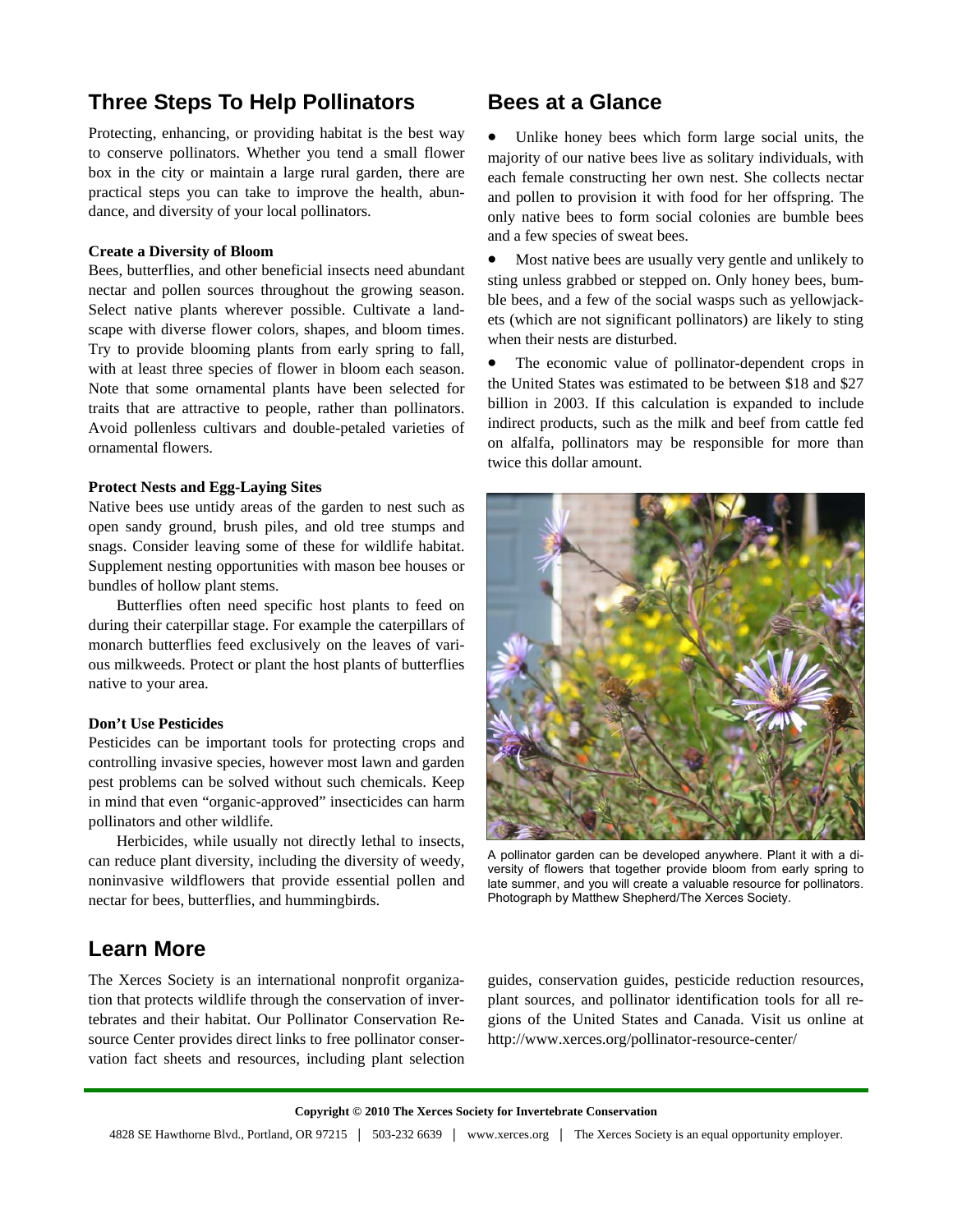## Three Steps To Help Pollinators

Protecting, enhancing, or providing habitat is the best way to conserve pollinators. Whether you tend a small flower box in the city or maintain a large rural garden, there are practical steps you can take to improve the health, abundance, and diversity of your local pollinators.

**Create a Diversity of Bloom**

Bees, butterflies, and other beneficial insects need abundant nectar and pollen sources throughout the growing season. Select native plants wherever possible. Cultivate a landscape with diverse flower colors, shapes, and bloom times. Try to provide blooming plants from early spring to fall, with at least three species of flower in bloom each season. Note that some ornamental plants have been selected for traits that are attractive to people, rather than pollinators. Avoid pollenless cultivars and double-petaled varieties of ornamental flowers.

**Protect Nests and Egg-Laying Sites**

Native bees use untidy areas of the garden to nest such as open sandy ground, brush piles, and old tree stumps and snags. Consider leaving some of these for wildlife habitat. Supplement nesting opportunities with mason bee houses or bundles of hollow plant stems.

Butterflies often need specific host plants to feed on during their caterpillar stage. For example the caterpillars of monarch butterflies feed exclusively on the leaves of various milkweeds. Protect or plant the host plants of butterflies native to your area.

**Don't Use Pesticides**

Pesticides can be important tools for protecting crops and controlling invasive species, however most lawn and garden pest problems can be solved without such chemicals. Keep in mind that even "organic-approved" insecticides can harm pollinators and other wildlife.

Herbicides, while usually not directly lethal to insects, can reduce plant diversity, including the diversity of weedy, noninvasive wildflowers that provide essential pollen and nectar for bees, butterflies, and hummingbirds.

## Bees at a Glance

- Unlike honey bees which form large social units, the majority of our native bees live as solitary individuals, with each female constructing her own nest. She collects nectar and pollen to provision it with food for her offspring. The only native bees to form social colonies are bumble bees and a few species of sweat bees.
- Most native bees are usually very gentle and unlikely to sting unless grabbed or stepped on. Only honey bees, bumble bees, and a few of the social wasps such as yellowjackets (which are not significant pollinators) are likely to sting when their nests are disturbed.
- The economic value of pollinator-dependent crops in the United States was estimated to be between $18 and $27 billion in 2003. If this calculation is expanded to include indirect products, such as the milk and beef from cattle fed on alfalfa, pollinators may be responsible for more than twice this dollar amount.

A pollinator garden can be developed anywhere. Plant it with a diversity of flowers that together provide bloom from early spring to late summer, and you will create a valuable resource for pollinators. Photograph by Matthew Shepherd/The Xerces Society.

## Learn More

The Xerces Society is an international nonprofit organization that protects wildlife through the conservation of invertebrates and their habitat. Our Pollinator Conservation Resource Center provides direct links to free pollinator conservation fact sheets and resources, including plant selection guides, conservation guides, pesticide reduction resources, plant sources, and pollinator identification tools for all regions of the United States and Canada. Visit us online at http://www.xerces.org/pollinator-resource-center/

**Copyright © 2010 The Xerces Society for Invertebrate Conservation**

4828 SE Hawthorne Blvd., Portland, OR 97215 | 503-232 6639 | www.xerces.org | The Xerces Society is an equal opportunity employer.